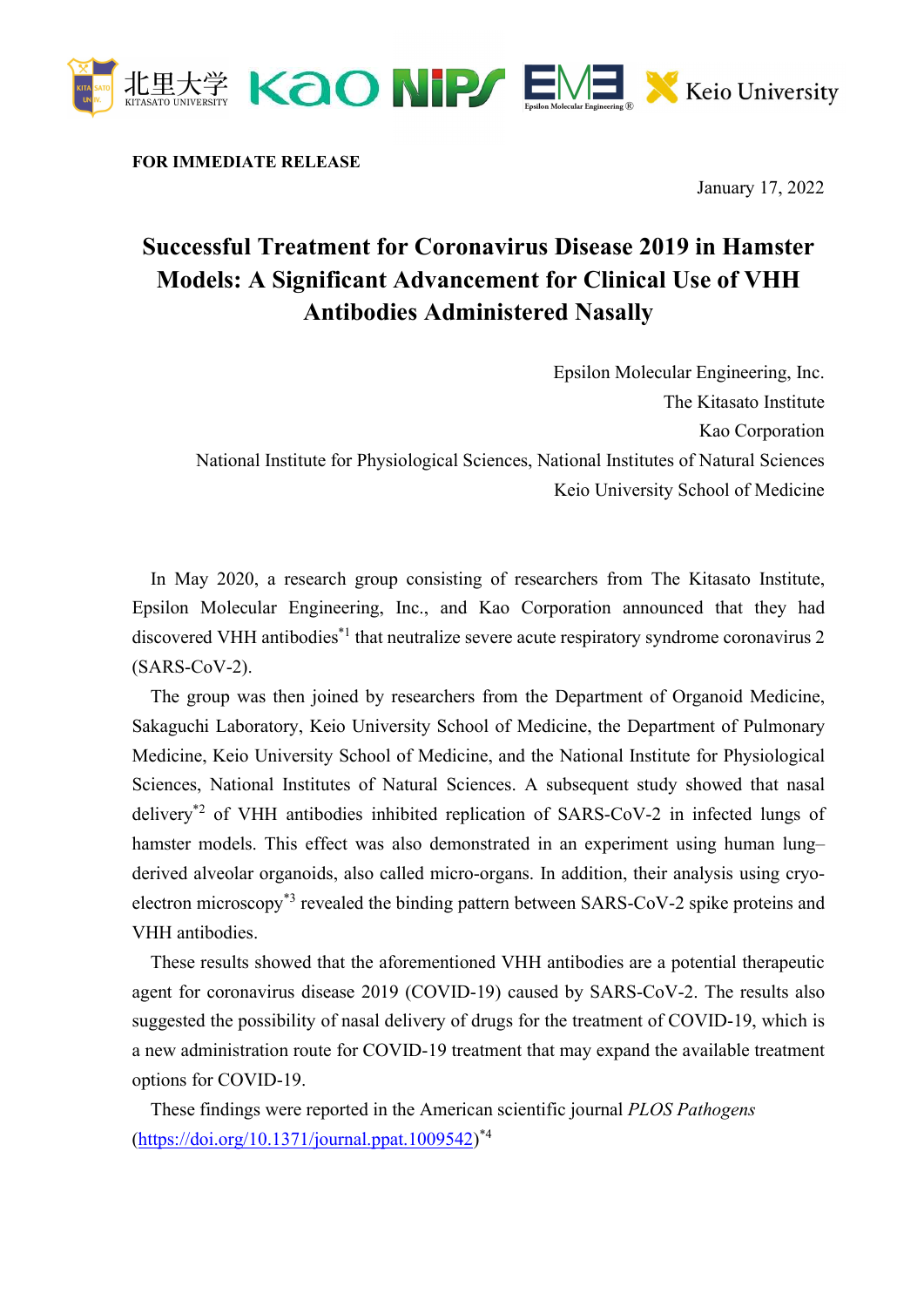**FOR IMMEDIATE RELEASE**

January 17, 2022

# Successful Treatment for Coronavirus Disease 2019 in Hamster Models: A Significant Advancement for Clinical Use of VHH Antibodies Administered Nasally

Epsilon Molecular Engineering, Inc.
The Kitasato Institute
Kao Corporation
National Institute for Physiological Sciences, National Institutes of Natural Sciences
Keio University School of Medicine

In May 2020, a research group consisting of researchers from The Kitasato Institute, Epsilon Molecular Engineering, Inc., and Kao Corporation announced that they had discovered VHH antibodies[*1] that neutralize severe acute respiratory syndrome coronavirus 2 (SARS-CoV-2).

The group was then joined by researchers from the Department of Organoid Medicine, Sakaguchi Laboratory, Keio University School of Medicine, the Department of Pulmonary Medicine, Keio University School of Medicine, and the National Institute for Physiological Sciences, National Institutes of Natural Sciences. A subsequent study showed that nasal delivery[*2] of VHH antibodies inhibited replication of SARS-CoV-2 in infected lungs of hamster models. This effect was also demonstrated in an experiment using human lung–derived alveolar organoids, also called micro-organs. In addition, their analysis using cryo-electron microscopy[*3] revealed the binding pattern between SARS-CoV-2 spike proteins and VHH antibodies.

These results showed that the aforementioned VHH antibodies are a potential therapeutic agent for coronavirus disease 2019 (COVID-19) caused by SARS-CoV-2. The results also suggested the possibility of nasal delivery of drugs for the treatment of COVID-19, which is a new administration route for COVID-19 treatment that may expand the available treatment options for COVID-19.

These findings were reported in the American scientific journal *PLOS Pathogens* (https://doi.org/10.1371/journal.ppat.1009542)[*4]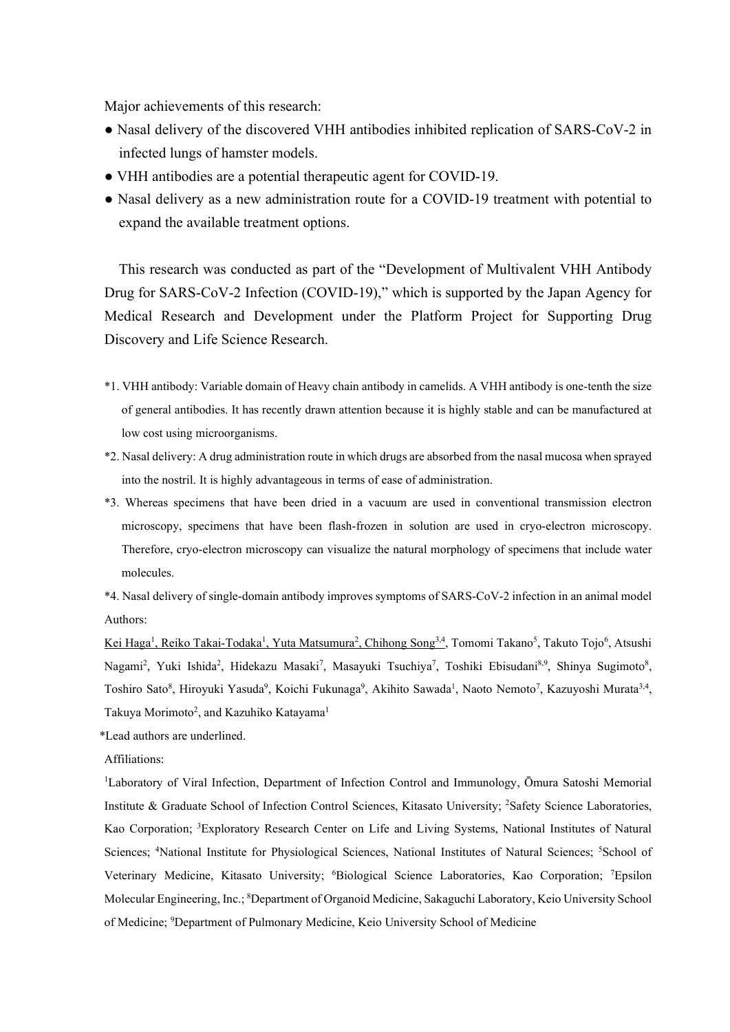Major achievements of this research:

- Nasal delivery of the discovered VHH antibodies inhibited replication of SARS-CoV-2 in infected lungs of hamster models.
- VHH antibodies are a potential therapeutic agent for COVID-19.
- Nasal delivery as a new administration route for a COVID-19 treatment with potential to expand the available treatment options.

This research was conducted as part of the "Development of Multivalent VHH Antibody Drug for SARS-CoV-2 Infection (COVID-19)," which is supported by the Japan Agency for Medical Research and Development under the Platform Project for Supporting Drug Discovery and Life Science Research.

*1. VHH antibody: Variable domain of Heavy chain antibody in camelids. A VHH antibody is one-tenth the size of general antibodies. It has recently drawn attention because it is highly stable and can be manufactured at low cost using microorganisms.

*2. Nasal delivery: A drug administration route in which drugs are absorbed from the nasal mucosa when sprayed into the nostril. It is highly advantageous in terms of ease of administration.

*3. Whereas specimens that have been dried in a vacuum are used in conventional transmission electron microscopy, specimens that have been flash-frozen in solution are used in cryo-electron microscopy. Therefore, cryo-electron microscopy can visualize the natural morphology of specimens that include water molecules.

*4. Nasal delivery of single-domain antibody improves symptoms of SARS-CoV-2 infection in an animal model

Authors:

<u>Kei Haga[1], Reiko Takai-Todaka[1], Yuta Matsumura[2], Chihong Song[3,4]</u>, Tomomi Takano[5], Takuto Tojo[6], Atsushi Nagami[2], Yuki Ishida[2], Hidekazu Masaki[7], Masayuki Tsuchiya[7], Toshiki Ebisudani[8,9], Shinya Sugimoto[8], Toshiro Sato[8], Hiroyuki Yasuda[9], Koichi Fukunaga[9], Akihito Sawada[1], Naoto Nemoto[7], Kazuyoshi Murata[3,4], Takuya Morimoto[2], and Kazuhiko Katayama[1]

*Lead authors are underlined.

Affiliations:

[1]Laboratory of Viral Infection, Department of Infection Control and Immunology, Ōmura Satoshi Memorial Institute & Graduate School of Infection Control Sciences, Kitasato University; [2]Safety Science Laboratories, Kao Corporation; [3]Exploratory Research Center on Life and Living Systems, National Institutes of Natural Sciences; [4]National Institute for Physiological Sciences, National Institutes of Natural Sciences; [5]School of Veterinary Medicine, Kitasato University; [6]Biological Science Laboratories, Kao Corporation; [7]Epsilon Molecular Engineering, Inc.; [8]Department of Organoid Medicine, Sakaguchi Laboratory, Keio University School of Medicine; [9]Department of Pulmonary Medicine, Keio University School of Medicine